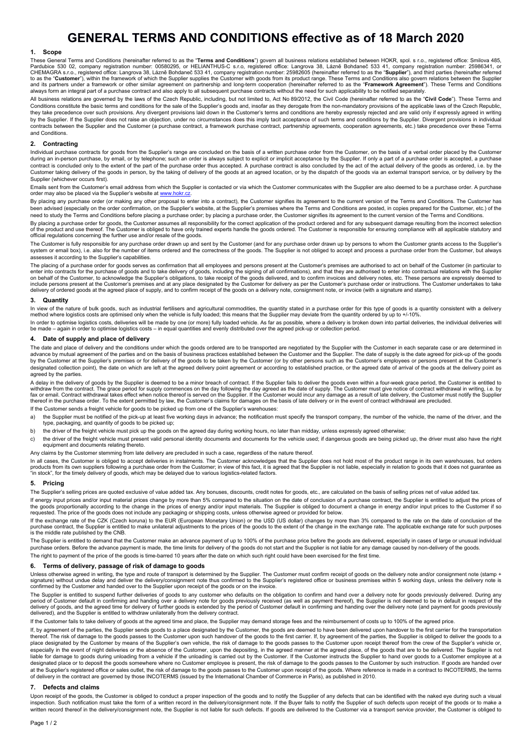# GENERAL TERMS AND CONDITIONS effective as of 18 March 2020

## 1. Scope

These General Terms and Conditions (hereinafter referred to as the "**Terms and Conditions**") govern all business relations established between HOKR, spol. s r.o., registered office: Smilova 485, Pardubice 530 02, company registration number: 00580295, or HELIANTHUS-C s.r.o, registered office: Langrova 38, Lázně Bohdaneč 533 41, company registration number: 25986341, or CHEMAGRA s.r.o., registered office: Langrova 38, Lázně Bohdaneč 533 41, company registration number: 25982605 (hereinafter referred to as the "**Supplier**"), and third parties (hereinafter referred to as the "**Customer**"), within the framework of which the Supplier supplies the Customer with goods from its product range. These Terms and Conditions also govern relations between the Supplier and its partners under a framework or other similar agreement on partnership and long-term cooperation (hereinafter referred to as the "**Framework Agreement**"). These Terms and Conditions always form an integral part of a purchase contract and also apply to all subsequent purchase contracts without the need for such applicability to be notified separately.

All business relations are governed by the laws of the Czech Republic, including, but not limited to, Act No 89/2012, the Civil Code (hereinafter referred to as the "**Civil Code**"). These Terms and Conditions constitute the basic terms and conditions for the sale of the Supplier's goods and, insofar as they derogate from the non-mandatory provisions of the applicable laws of the Czech Republic, they take precedence over such provisions. Any divergent provisions laid down in the Customer's terms and conditions are hereby expressly rejected and are valid only if expressly agreed in writing by the Supplier. If the Supplier does not raise an objection, under no circumstances does this imply tacit acceptance of such terms and conditions by the Supplier. Divergent provisions in individual contracts between the Supplier and the Customer (a purchase contract, a framework purchase contract, partnership agreements, cooperation agreements, etc.) take precedence over these Terms and Conditions.

## 2. Contracting

Individual purchase contracts for goods from the Supplier's range are concluded on the basis of a written purchase order from the Customer, on the basis of a verbal order placed by the Customer during an in-person purchase, by email, or by telephone; such an order is always subject to explicit or implicit acceptance by the Supplier. If only a part of a purchase order is accepted, a purchase contract is concluded only to the extent of the part of the purchase order thus accepted. A purchase contract is also concluded by the act of the actual delivery of the goods as ordered, i.e. by the Customer taking delivery of the goods in person, by the taking of delivery of the goods at an agreed location, or by the dispatch of the goods via an external transport service, or by delivery by the Supplier (whichever occurs first).

Emails sent from the Customer's email address from which the Supplier is contacted or via which the Customer communicates with the Supplier are also deemed to be a purchase order. A purchase order may also be placed via the Supplier's website at www.hokr.cz.

By placing any purchase order (or making any other proposal to enter into a contract), the Customer signifies its agreement to the current version of the Terms and Conditions. The Customer has been advised (especially on the order confirmation, on the Supplier's website, at the Supplier's premises where the Terms and Conditions are posted, in copies prepared for the Customer, etc.) of the need to study the Terms and Conditions before placing a purchase order; by placing a purchase order, the Customer signifies its agreement to the current version of the Terms and Conditions.

By placing a purchase order for goods, the Customer assumes all responsibility for the correct application of the product ordered and for any subsequent damage resulting from the incorrect selection of the product and use thereof. The Customer is obliged to have only trained experts handle the goods ordered. The Customer is responsible for ensuring compliance with all applicable statutory and official regulations concerning the further use and/or resale of the goods.

The Customer is fully responsible for any purchase order drawn up and sent by the Customer (and for any purchase order drawn up by persons to whom the Customer grants access to the Supplier's system or email box), i.e. also for the number of items ordered and the correctness of the goods. The Supplier is not obliged to accept and process a purchase order from the Customer, but always assesses it according to the Supplier's capabilities.

The placing of a purchase order for goods serves as confirmation that all employees and persons present at the Customer's premises are authorised to act on behalf of the Customer (in particular to enter into contracts for the purchase of goods and to take delivery of goods, including the signing of all confirmations), and that they are authorised to enter into contractual relations with the Supplier on behalf of the Customer, to acknowledge the Supplier's obligations, to take receipt of the goods delivered, and to confirm invoices and delivery notes, etc. These persons are expressly deemed to include persons present at the Customer's premises and at any place designated by the Customer for delivery as per the Customer's purchase order or instructions. The Customer undertakes to take delivery of ordered goods at the agreed place of supply, and to confirm receipt of the goods on a delivery note, consignment note, or invoice (with a signature and stamp).

## 3. Quantity

In view of the nature of bulk goods, such as industrial fertilisers and agricultural commodities, the quantity stated in a purchase order for this type of goods is a quantity consistent with a delivery method where logistics costs are optimised only when the vehicle is fully loaded; this means that the Supplier may deviate from the quantity ordered by up to +/-10%.

In order to optimise logistics costs, deliveries will be made by one (or more) fully loaded vehicle. As far as possible, where a delivery is broken down into partial deliveries, the individual deliveries will be made – again in order to optimise logistics costs – in equal quantities and evenly distributed over the agreed pick-up or collection period.

## 4. Date of supply and place of delivery

The date and place of delivery and the conditions under which the goods ordered are to be transported are negotiated by the Supplier with the Customer in each separate case or are determined in advance by mutual agreement of the parties and on the basis of business practices established between the Customer and the Supplier. The date of supply is the date agreed for pick-up of the goods by the Customer at the Supplier's premises or for delivery of the goods to be taken by the Customer (or by other persons such as the Customer's employees or persons present at the Customer's designated collection point), the date on which are left at the agreed delivery point agreement or according to established practice, or the agreed date of arrival of the goods at the delivery point as agreed by the parties.

A delay in the delivery of goods by the Supplier is deemed to be a minor breach of contract. If the Supplier fails to deliver the goods even within a four-week grace period, the Customer is entitled to withdraw from the contract. The grace period for supply commences on the day following the day agreed as the date of supply. The Customer must give notice of contract withdrawal in writing, i.e. by fax or email. Contract withdrawal takes effect when notice thereof is served on the Supplier. If the Customer would incur any damage as a result of late delivery, the Customer must notify the Supplier thereof in the purchase order. To the extent permitted by law, the Customer's claims for damages on the basis of late delivery or in the event of contract withdrawal are precluded.

If the Customer sends a freight vehicle for goods to be picked up from one of the Supplier's warehouses:

a) the Supplier must be notified of the pick-up at least five working days in advance; the notification must specify the transport company, the number of the vehicle, the name of the driver, and the type, packaging, and quantity of goods to be picked up;

b) the driver of the freight vehicle must pick up the goods on the agreed day during working hours, no later than midday, unless expressly agreed otherwise;

c) the driver of the freight vehicle must present valid personal identity documents and documents for the vehicle used; if dangerous goods are being picked up, the driver must also have the right equipment and documents relating thereto.

Any claims by the Customer stemming from late delivery are precluded in such a case, regardless of the nature thereof.

In all cases, the Customer is obliged to accept deliveries in instalments. The Customer acknowledges that the Supplier does not hold most of the product range in its own warehouses, but orders products from its own suppliers following a purchase order from the Customer; in view of this fact, it is agreed that the Supplier is not liable, especially in relation to goods that it does not guarantee as "in stock", for the timely delivery of goods, which may be delayed due to various logistics-related factors.

## 5. Pricing

The Supplier's selling prices are quoted exclusive of value added tax. Any bonuses, discounts, credit notes for goods, etc., are calculated on the basis of selling prices net of value added tax.

If energy input prices and/or input material prices change by more than 5% compared to the situation on the date of conclusion of a purchase contract, the Supplier is entitled to adjust the prices of the goods proportionally according to the change in the prices of energy and/or input materials. The Supplier is obliged to document a change in energy and/or input prices to the Customer if so requested. The price of the goods does not include any packaging or shipping costs, unless otherwise agreed or provided for below.

If the exchange rate of the CZK (Czech koruna) to the EUR (European Monetary Union) or the USD (US dollar) changes by more than 3% compared to the rate on the date of conclusion of the purchase contract, the Supplier is entitled to make unilateral adjustments to the prices of the goods to the extent of the change in the exchange rate. The applicable exchange rate for such purposes is the middle rate published by the CNB.

The Supplier is entitled to demand that the Customer make an advance payment of up to 100% of the purchase price before the goods are delivered, especially in cases of large or unusual individual purchase orders. Before the advance payment is made, the time limits for delivery of the goods do not start and the Supplier is not liable for any damage caused by non-delivery of the goods.

The right to payment of the price of the goods is time-barred 10 years after the date on which such right could have been exercised for the first time.

## 6. Terms of delivery, passage of risk of damage to goods

Unless otherwise agreed in writing, the type and route of transport is determined by the Supplier. The Customer must confirm receipt of goods on the delivery note and/or consignment note (stamp + signature) without undue delay and deliver the delivery/consignment note thus confirmed to the Supplier's registered office or business premises within 5 working days, unless the delivery note is confirmed by the Customer and handed over to the Supplier upon receipt of the goods or on the invoice.

The Supplier is entitled to suspend further deliveries of goods to any customer who defaults on the obligation to confirm and hand over a delivery note for goods previously delivered. During any period of Customer default in confirming and handing over a delivery note for goods previously received (as well as payment thereof), the Supplier is not deemed to be in default in respect of the delivery of goods, and the agreed time for delivery of further goods is extended by the period of Customer default in confirming and handing over the delivery note (and payment for goods previously delivered), and the Supplier is entitled to withdraw unilaterally from the delivery contract.

If the Customer fails to take delivery of goods at the agreed time and place, the Supplier may demand storage fees and the reimbursement of costs up to 100% of the agreed price.

If, by agreement of the parties, the Supplier sends goods to a place designated by the Customer, the goods are deemed to have been delivered upon handover to the first carrier for the transportation thereof. The risk of damage to the goods passes to the Customer upon such handover of the goods to the first carrier. If, by agreement of the parties, the Supplier is obliged to deliver the goods to a place designated by the Customer by means of the Supplier's own vehicle, the risk of damage to the goods passes to the Customer upon receipt thereof from the crew of the Supplier's vehicle or, especially in the event of night deliveries or the absence of the Customer, upon the depositing, in the agreed manner at the agreed place, of the goods that are to be delivered. The Supplier is not liable for damage to goods during unloading from a vehicle if the unloading is carried out by the Customer. If the Customer instructs the Supplier to hand over goods to a Customer employee at a designated place or to deposit the goods somewhere where no Customer employee is present, the risk of damage to the goods passes to the Customer by such instruction. If goods are handed over at the Supplier's registered office or sales outlet, the risk of damage to the goods passes to the Customer upon receipt of the goods. Where reference is made in a contract to INCOTERMS, the terms of delivery in the contract are governed by those INCOTERMS (issued by the International Chamber of Commerce in Paris), as published in 2010.

## 7. Defects and claims

Upon receipt of the goods, the Customer is obliged to conduct a proper inspection of the goods and to notify the Supplier of any defects that can be identified with the naked eye during such a visual inspection. Such notification must take the form of a written record in the delivery/consignment note. If the Buyer fails to notify the Supplier of such defects upon receipt of the goods or to make a written record thereof in the delivery/consignment note, the Supplier is not liable for such defects. If goods are delivered to the Customer via a transport service provider, the Customer is obliged to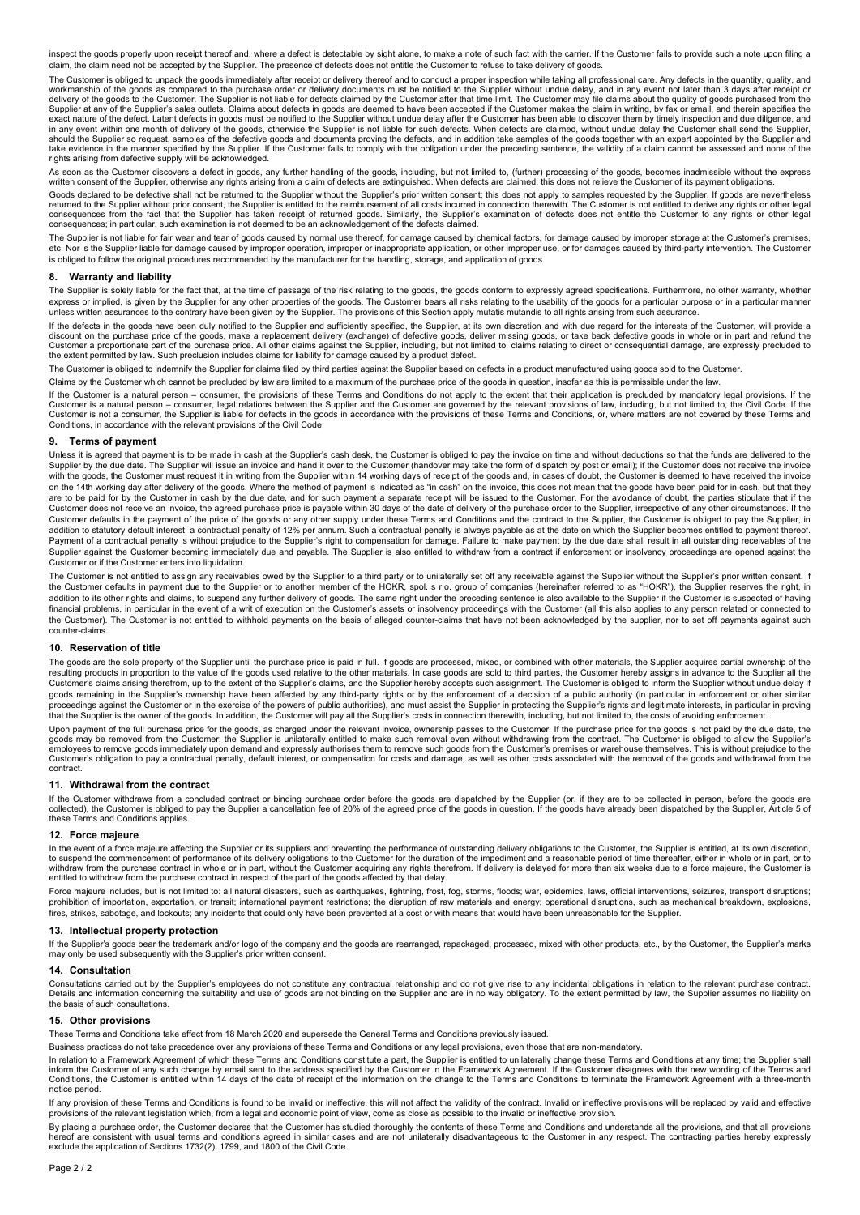inspect the goods properly upon receipt thereof and, where a defect is detectable by sight alone, to make a note of such fact with the carrier. If the Customer fails to provide such a note upon filing a claim, the claim need not be accepted by the Supplier. The presence of defects does not entitle the Customer to refuse to take delivery of goods.

The Customer is obliged to unpack the goods immediately after receipt or delivery thereof and to conduct a proper inspection while taking all professional care. Any defects in the quantity, quality, and workmanship of the goods as compared to the purchase order or delivery documents must be notified to the Supplier without undue delay, and in any event not later than 3 days after receipt or delivery of the goods to the Customer. The Supplier is not liable for defects claimed by the Customer after that time limit. The Customer may file claims about the quality of goods purchased from the Supplier at any of the Supplier's sales outlets. Claims about defects in goods are deemed to have been accepted if the Customer makes the claim in writing, by fax or email, and therein specifies the exact nature of the defect. Latent defects in goods must be notified to the Supplier without undue delay after the Customer has been able to discover them by timely inspection and due diligence, and in any event within one month of delivery of the goods, otherwise the Supplier is not liable for such defects. When defects are claimed, without undue delay the Customer shall send the Supplier, should the Supplier so request, samples of the defective goods and documents proving the defects, and in addition take samples of the goods together with an expert appointed by the Supplier and take evidence in the manner specified by the Supplier. If the Customer fails to comply with the obligation under the preceding sentence, the validity of a claim cannot be assessed and none of the rights arising from defective supply will be acknowledged.

As soon as the Customer discovers a defect in goods, any further handling of the goods, including, but not limited to, (further) processing of the goods, becomes inadmissible without the express written consent of the Supplier, otherwise any rights arising from a claim of defects are extinguished. When defects are claimed, this does not relieve the Customer of its payment obligations.

Goods declared to be defective shall not be returned to the Supplier without the Supplier's prior written consent; this does not apply to samples requested by the Supplier. If goods are nevertheless returned to the Supplier without prior consent, the Supplier is entitled to the reimbursement of all costs incurred in connection therewith. The Customer is not entitled to derive any rights or other legal consequences from the fact that the Supplier has taken receipt of returned goods. Similarly, the Supplier's examination of defects does not entitle the Customer to any rights or other legal consequences; in particular, such examination is not deemed to be an acknowledgement of the defects claimed.

The Supplier is not liable for fair wear and tear of goods caused by normal use thereof, for damage caused by chemical factors, for damage caused by improper storage at the Customer's premises, etc. Nor is the Supplier liable for damage caused by improper operation, improper or inappropriate application, or other improper use, or for damages caused by third-party intervention. The Customer is obliged to follow the original procedures recommended by the manufacturer for the handling, storage, and application of goods.

## 8. Warranty and liability

The Supplier is solely liable for the fact that, at the time of passage of the risk relating to the goods, the goods conform to expressly agreed specifications. Furthermore, no other warranty, whether express or implied, is given by the Supplier for any other properties of the goods. The Customer bears all risks relating to the usability of the goods for a particular purpose or in a particular manner unless written assurances to the contrary have been given by the Supplier. The provisions of this Section apply mutatis mutandis to all rights arising from such assurance.

If the defects in the goods have been duly notified to the Supplier and sufficiently specified, the Supplier, at its own discretion and with due regard for the interests of the Customer, will provide a discount on the purchase price of the goods, make a replacement delivery (exchange) of defective goods, deliver missing goods, or take back defective goods in whole or in part and refund the Customer a proportionate part of the purchase price. All other claims against the Supplier, including, but not limited to, claims relating to direct or consequential damage, are expressly precluded to the extent permitted by law. Such preclusion includes claims for liability for damage caused by a product defect.

The Customer is obliged to indemnify the Supplier for claims filed by third parties against the Supplier based on defects in a product manufactured using goods sold to the Customer.

Claims by the Customer which cannot be precluded by law are limited to a maximum of the purchase price of the goods in question, insofar as this is permissible under the law.

If the Customer is a natural person – consumer, the provisions of these Terms and Conditions do not apply to the extent that their application is precluded by mandatory legal provisions. If the Customer is a natural person – consumer, legal relations between the Supplier and the Customer are governed by the relevant provisions of law, including, but not limited to, the Civil Code. If the Customer is not a consumer, the Supplier is liable for defects in the goods in accordance with the provisions of these Terms and Conditions, or, where matters are not covered by these Terms and Conditions, in accordance with the relevant provisions of the Civil Code.

## 9. Terms of payment

Unless it is agreed that payment is to be made in cash at the Supplier's cash desk, the Customer is obliged to pay the invoice on time and without deductions so that the funds are delivered to the Supplier by the due date. The Supplier will issue an invoice and hand it over to the Customer (handover may take the form of dispatch by post or email); if the Customer does not receive the invoice with the goods, the Customer must request it in writing from the Supplier within 14 working days of receipt of the goods and, in cases of doubt, the Customer is deemed to have received the invoice on the 14th working day after delivery of the goods. Where the method of payment is indicated as "in cash" on the invoice, this does not mean that the goods have been paid for in cash, but that they are to be paid for by the Customer in cash by the due date, and for such payment a separate receipt will be issued to the Customer. For the avoidance of doubt, the parties stipulate that if the Customer does not receive an invoice, the agreed purchase price is payable within 30 days of the date of delivery of the purchase order to the Supplier, irrespective of any other circumstances. If the Customer defaults in the payment of the price of the goods or any other supply under these Terms and Conditions and the contract to the Supplier, the Customer is obliged to pay the Supplier, in addition to statutory default interest, a contractual penalty of 12% per annum. Such a contractual penalty is always payable as at the date on which the Supplier becomes entitled to payment thereof. Payment of a contractual penalty is without prejudice to the Supplier's right to compensation for damage. Failure to make payment by the due date shall result in all outstanding receivables of the Supplier against the Customer becoming immediately due and payable. The Supplier is also entitled to withdraw from a contract if enforcement or insolvency proceedings are opened against the Customer or if the Customer enters into liquidation.

The Customer is not entitled to assign any receivables owed by the Supplier to a third party or to unilaterally set off any receivable against the Supplier without the Supplier's prior written consent. If the Customer defaults in payment due to the Supplier or to another member of the HOKR, spol. s r.o. group of companies (hereinafter referred to as "HOKR"), the Supplier reserves the right, in addition to its other rights and claims, to suspend any further delivery of goods. The same right under the preceding sentence is also available to the Supplier if the Customer is suspected of having financial problems, in particular in the event of a writ of execution on the Customer's assets or insolvency proceedings with the Customer (all this also applies to any person related or connected to the Customer). The Customer is not entitled to withhold payments on the basis of alleged counter-claims that have not been acknowledged by the supplier, nor to set off payments against such counter-claims.

## 10. Reservation of title

The goods are the sole property of the Supplier until the purchase price is paid in full. If goods are processed, mixed, or combined with other materials, the Supplier acquires partial ownership of the resulting products in proportion to the value of the goods used relative to the other materials. In case goods are sold to third parties, the Customer hereby assigns in advance to the Supplier all the Customer's claims arising therefrom, up to the extent of the Supplier's claims, and the Supplier hereby accepts such assignment. The Customer is obliged to inform the Supplier without undue delay if goods remaining in the Supplier's ownership have been affected by any third-party rights or by the enforcement of a decision of a public authority (in particular in enforcement or other similar proceedings against the Customer or in the exercise of the powers of public authorities), and must assist the Supplier in protecting the Supplier's rights and legitimate interests, in particular in proving that the Supplier is the owner of the goods. In addition, the Customer will pay all the Supplier's costs in connection therewith, including, but not limited to, the costs of avoiding enforcement.

Upon payment of the full purchase price for the goods, as charged under the relevant invoice, ownership passes to the Customer. If the purchase price for the goods is not paid by the due date, the goods may be removed from the Customer; the Supplier is unilaterally entitled to make such removal even without withdrawing from the contract. The Customer is obliged to allow the Supplier's employees to remove goods immediately upon demand and expressly authorises them to remove such goods from the Customer's premises or warehouse themselves. This is without prejudice to the Customer's obligation to pay a contractual penalty, default interest, or compensation for costs and damage, as well as other costs associated with the removal of the goods and withdrawal from the contract.

## 11. Withdrawal from the contract

If the Customer withdraws from a concluded contract or binding purchase order before the goods are dispatched by the Supplier (or, if they are to be collected in person, before the goods are collected), the Customer is obliged to pay the Supplier a cancellation fee of 20% of the agreed price of the goods in question. If the goods have already been dispatched by the Supplier, Article 5 of these Terms and Conditions applies.

## 12. Force majeure

In the event of a force majeure affecting the Supplier or its suppliers and preventing the performance of outstanding delivery obligations to the Customer, the Supplier is entitled, at its own discretion, to suspend the commencement of performance of its delivery obligations to the Customer for the duration of the impediment and a reasonable period of time thereafter, either in whole or in part, or to withdraw from the purchase contract in whole or in part, without the Customer acquiring any rights therefrom. If delivery is delayed for more than six weeks due to a force majeure, the Customer is entitled to withdraw from the purchase contract in respect of the part of the goods affected by that delay.

Force majeure includes, but is not limited to: all natural disasters, such as earthquakes, lightning, frost, fog, storms, floods; war, epidemics, laws, official interventions, seizures, transport disruptions; prohibition of importation, exportation, or transit; international payment restrictions; the disruption of raw materials and energy; operational disruptions, such as mechanical breakdown, explosions, fires, strikes, sabotage, and lockouts; any incidents that could only have been prevented at a cost or with means that would have been unreasonable for the Supplier.

## 13. Intellectual property protection

If the Supplier's goods bear the trademark and/or logo of the company and the goods are rearranged, repackaged, processed, mixed with other products, etc., by the Customer, the Supplier's marks may only be used subsequently with the Supplier's prior written consent.

## 14. Consultation

Consultations carried out by the Supplier's employees do not constitute any contractual relationship and do not give rise to any incidental obligations in relation to the relevant purchase contract. Details and information concerning the suitability and use of goods are not binding on the Supplier and are in no way obligatory. To the extent permitted by law, the Supplier assumes no liability on the basis of such consultations.

## 15. Other provisions

These Terms and Conditions take effect from 18 March 2020 and supersede the General Terms and Conditions previously issued.

Business practices do not take precedence over any provisions of these Terms and Conditions or any legal provisions, even those that are non-mandatory.

In relation to a Framework Agreement of which these Terms and Conditions constitute a part, the Supplier is entitled to unilaterally change these Terms and Conditions at any time; the Supplier shall inform the Customer of any such change by email sent to the address specified by the Customer in the Framework Agreement. If the Customer disagrees with the new wording of the Terms and Conditions, the Customer is entitled within 14 days of the date of receipt of the information on the change to the Terms and Conditions to terminate the Framework Agreement with a three-month notice period.

If any provision of these Terms and Conditions is found to be invalid or ineffective, this will not affect the validity of the contract. Invalid or ineffective provisions will be replaced by valid and effective provisions of the relevant legislation which, from a legal and economic point of view, come as close as possible to the invalid or ineffective provision.

By placing a purchase order, the Customer declares that the Customer has studied thoroughly the contents of these Terms and Conditions and understands all the provisions, and that all provisions hereof are consistent with usual terms and conditions agreed in similar cases and are not unilaterally disadvantageous to the Customer in any respect. The contracting parties hereby expressly exclude the application of Sections 1732(2), 1799, and 1800 of the Civil Code.